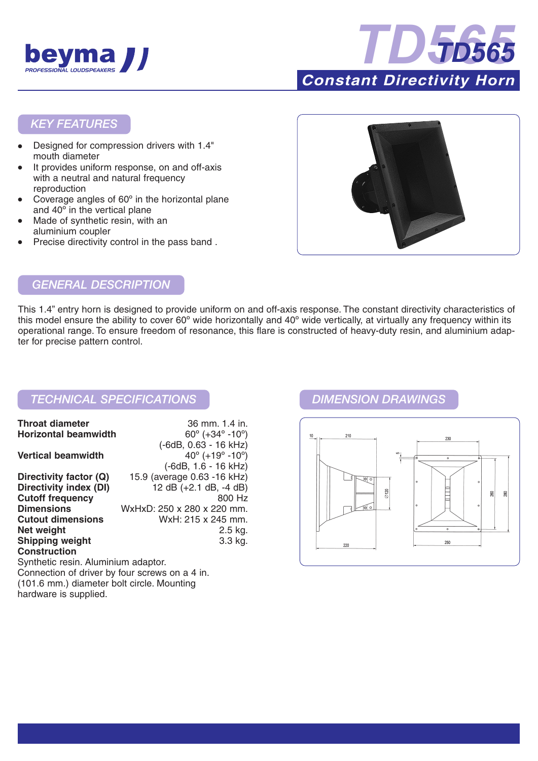# TD565

## Constant Directivity Horn

## KEY FEATURES

- Designed for compression drivers with 1.4" mouth diameter
- It provides uniform response, on and off-axis with a neutral and natural frequency reproduction
- Coverage angles of 60º in the horizontal plane and 40º in the vertical plane
- Made of synthetic resin, with an aluminium coupler
- Precise directivity control in the pass band .

## GENERAL DESCRIPTION

This 1.4" entry horn is designed to provide uniform on and off-axis response. The constant directivity characteristics of this model ensure the ability to cover 60º wide horizontally and 40º wide vertically, at virtually any frequency within its operational range. To ensure freedom of resonance, this flare is constructed of heavy-duty resin, and aluminium adapter for precise pattern control.

## TECHNICAL SPECIFICATIONS

| | |
|---|---|
| **Throat diameter** | 36 mm. 1.4 in. |
| **Horizontal beamwidth** | 60º (+34º -10º) (-6dB, 0.63 - 16 kHz) |
| **Vertical beamwidth** | 40º (+19º -10º) (-6dB, 1.6 - 16 kHz) |
| **Directivity factor (Q)** | 15.9 (average 0.63 -16 kHz) |
| **Directivity index (DI)** | 12 dB (+2.1 dB, -4 dB) |
| **Cutoff frequency** | 800 Hz |
| **Dimensions** | WxHxD: 250 x 280 x 220 mm. |
| **Cutout dimensions** | WxH: 215 x 245 mm. |
| **Net weight** | 2.5 kg. |
| **Shipping weight** | 3.3 kg. |

**Construction**

Synthetic resin. Aluminium adaptor.
Connection of driver by four screws on a 4 in. (101.6 mm.) diameter bolt circle. Mounting hardware is supplied.

## DIMENSION DRAWINGS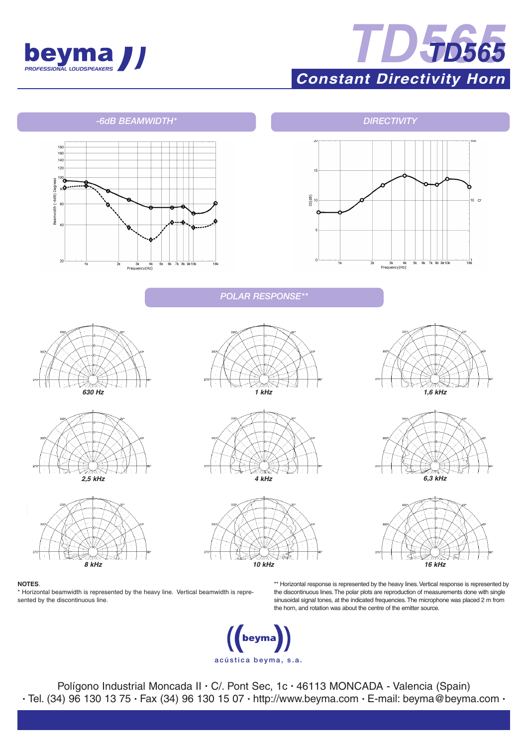# TD565

## Constant Directivity Horn

### -6dB BEAMWIDTH*

180
160
140
120
100
80
60
40
20

Beamwidth (-6dB) Degrees

1k 2k 3k 4k 5k 6k 7k 8k 9k10k 16k
Frequency(Hz)

### DIRECTIVITY

20
15
10
5
0

DI(dB)

100
10
1

Q

1k 2k 3k 4k 5k 6k 7k 8k 9k10k 16k
Frequency(Hz)

### POLAR RESPONSE**

630 Hz

1 kHz

1,6 kHz

2,5 kHz

4 kHz

6,3 kHz

8 kHz

10 kHz

16 kHz

**NOTES**.

* Horizontal beamwidth is represented by the heavy line. Vertical beamwidth is represented by the discontinuous line.

** Horizontal response is represented by the heavy lines. Vertical response is represented by the discontinuous lines. The polar plots are reproduction of measurements done with single sinusoidal signal tones, at the indicated frequencies. The microphone was placed 2 m from the horn, and rotation was about the centre of the emitter source.

beyma

acústica beyma, s.a.

Polígono Industrial Moncada II · C/. Pont Sec, 1c · 46113 MONCADA - Valencia (Spain)
· Tel. (34) 96 130 13 75 · Fax (34) 96 130 15 07 · http://www.beyma.com · E-mail: beyma@beyma.com ·